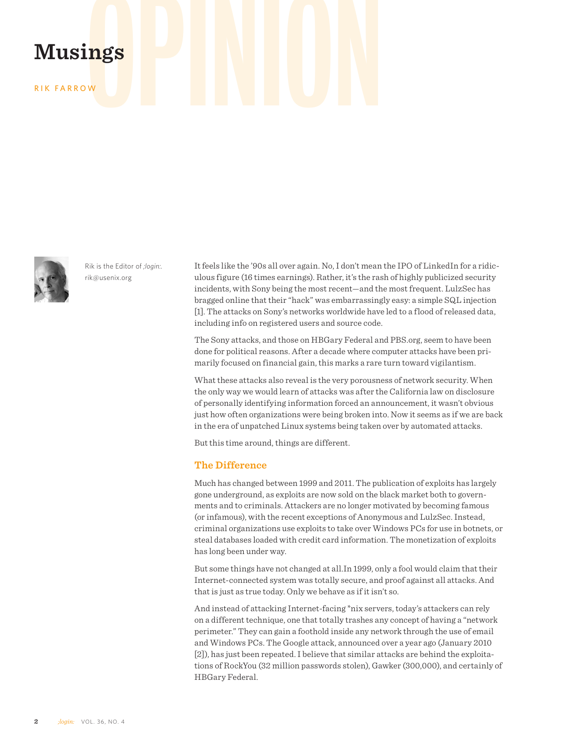# Musings

RIK FARROW

Rik is the Editor of *;login:*.
rik@usenix.org

It feels like the '90s all over again. No, I don't mean the IPO of LinkedIn for a ridiculous figure (16 times earnings). Rather, it's the rash of highly publicized security incidents, with Sony being the most recent—and the most frequent. LulzSec has bragged online that their "hack" was embarrassingly easy: a simple SQL injection [1]. The attacks on Sony's networks worldwide have led to a flood of released data, including info on registered users and source code.

The Sony attacks, and those on HBGary Federal and PBS.org, seem to have been done for political reasons. After a decade where computer attacks have been primarily focused on financial gain, this marks a rare turn toward vigilantism.

What these attacks also reveal is the very porousness of network security. When the only way we would learn of attacks was after the California law on disclosure of personally identifying information forced an announcement, it wasn't obvious just how often organizations were being broken into. Now it seems as if we are back in the era of unpatched Linux systems being taken over by automated attacks.

But this time around, things are different.

## The Difference

Much has changed between 1999 and 2011. The publication of exploits has largely gone underground, as exploits are now sold on the black market both to governments and to criminals. Attackers are no longer motivated by becoming famous (or infamous), with the recent exceptions of Anonymous and LulzSec. Instead, criminal organizations use exploits to take over Windows PCs for use in botnets, or steal databases loaded with credit card information. The monetization of exploits has long been under way.

But some things have not changed at all.In 1999, only a fool would claim that their Internet-connected system was totally secure, and proof against all attacks. And that is just as true today. Only we behave as if it isn't so.

And instead of attacking Internet-facing *nix servers, today's attackers can rely on a different technique, one that totally trashes any concept of having a "network perimeter." They can gain a foothold inside any network through the use of email and Windows PCs. The Google attack, announced over a year ago (January 2010 [2]), has just been repeated. I believe that similar attacks are behind the exploitations of RockYou (32 million passwords stolen), Gawker (300,000), and certainly of HBGary Federal.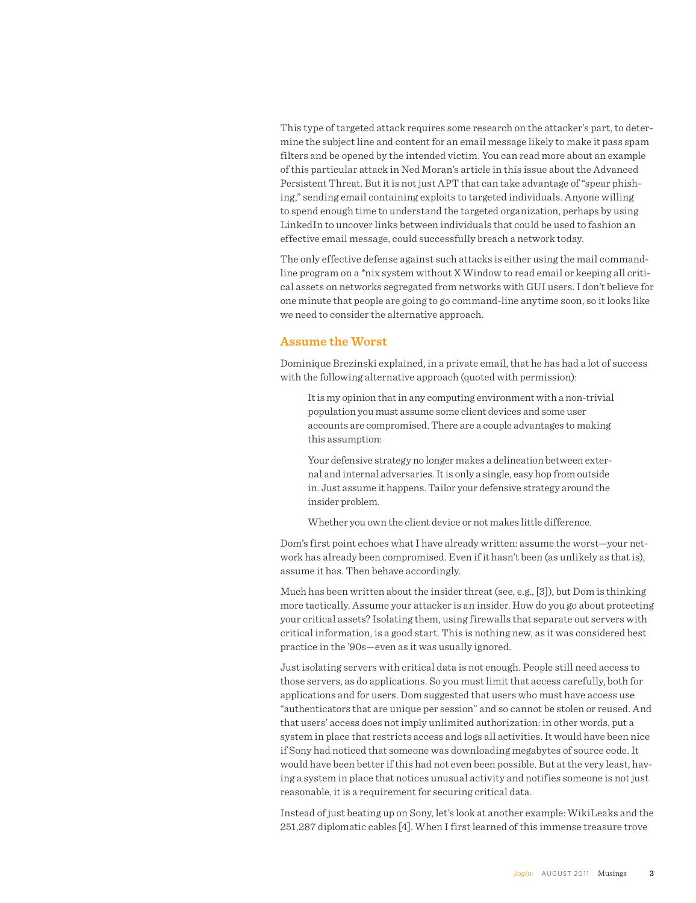This type of targeted attack requires some research on the attacker's part, to determine the subject line and content for an email message likely to make it pass spam filters and be opened by the intended victim. You can read more about an example of this particular attack in Ned Moran's article in this issue about the Advanced Persistent Threat. But it is not just APT that can take advantage of "spear phishing," sending email containing exploits to targeted individuals. Anyone willing to spend enough time to understand the targeted organization, perhaps by using LinkedIn to uncover links between individuals that could be used to fashion an effective email message, could successfully breach a network today.

The only effective defense against such attacks is either using the mail command-line program on a *nix system without X Window to read email or keeping all critical assets on networks segregated from networks with GUI users. I don't believe for one minute that people are going to go command-line anytime soon, so it looks like we need to consider the alternative approach.

## Assume the Worst

Dominique Brezinski explained, in a private email, that he has had a lot of success with the following alternative approach (quoted with permission):

> It is my opinion that in any computing environment with a non-trivial population you must assume some client devices and some user accounts are compromised. There are a couple advantages to making this assumption:
>
> Your defensive strategy no longer makes a delineation between external and internal adversaries. It is only a single, easy hop from outside in. Just assume it happens. Tailor your defensive strategy around the insider problem.
>
> Whether you own the client device or not makes little difference.

Dom's first point echoes what I have already written: assume the worst—your network has already been compromised. Even if it hasn't been (as unlikely as that is), assume it has. Then behave accordingly.

Much has been written about the insider threat (see, e.g., [3]), but Dom is thinking more tactically. Assume your attacker is an insider. How do you go about protecting your critical assets? Isolating them, using firewalls that separate out servers with critical information, is a good start. This is nothing new, as it was considered best practice in the '90s—even as it was usually ignored.

Just isolating servers with critical data is not enough. People still need access to those servers, as do applications. So you must limit that access carefully, both for applications and for users. Dom suggested that users who must have access use "authenticators that are unique per session" and so cannot be stolen or reused. And that users' access does not imply unlimited authorization: in other words, put a system in place that restricts access and logs all activities. It would have been nice if Sony had noticed that someone was downloading megabytes of source code. It would have been better if this had not even been possible. But at the very least, having a system in place that notices unusual activity and notifies someone is not just reasonable, it is a requirement for securing critical data.

Instead of just beating up on Sony, let's look at another example: WikiLeaks and the 251,287 diplomatic cables [4]. When I first learned of this immense treasure trove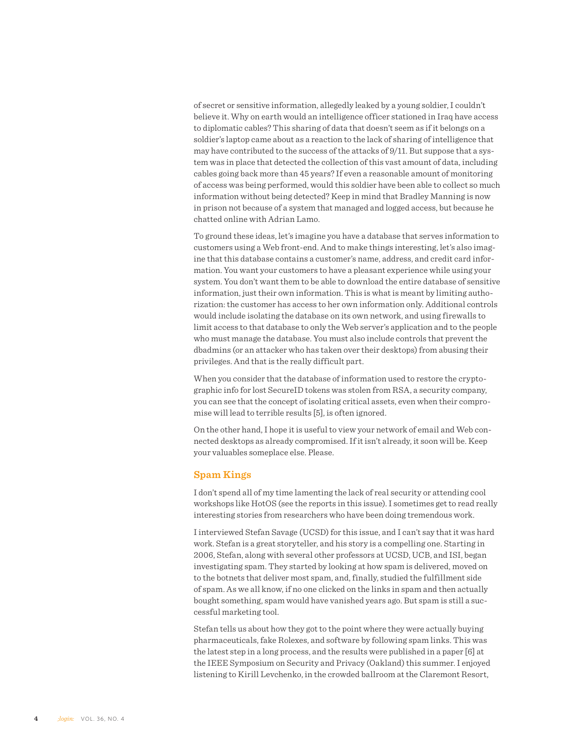of secret or sensitive information, allegedly leaked by a young soldier, I couldn't believe it. Why on earth would an intelligence officer stationed in Iraq have access to diplomatic cables? This sharing of data that doesn't seem as if it belongs on a soldier's laptop came about as a reaction to the lack of sharing of intelligence that may have contributed to the success of the attacks of 9/11. But suppose that a system was in place that detected the collection of this vast amount of data, including cables going back more than 45 years? If even a reasonable amount of monitoring of access was being performed, would this soldier have been able to collect so much information without being detected? Keep in mind that Bradley Manning is now in prison not because of a system that managed and logged access, but because he chatted online with Adrian Lamo.

To ground these ideas, let's imagine you have a database that serves information to customers using a Web front-end. And to make things interesting, let's also imagine that this database contains a customer's name, address, and credit card information. You want your customers to have a pleasant experience while using your system. You don't want them to be able to download the entire database of sensitive information, just their own information. This is what is meant by limiting authorization: the customer has access to her own information only. Additional controls would include isolating the database on its own network, and using firewalls to limit access to that database to only the Web server's application and to the people who must manage the database. You must also include controls that prevent the dbadmins (or an attacker who has taken over their desktops) from abusing their privileges. And that is the really difficult part.

When you consider that the database of information used to restore the cryptographic info for lost SecureID tokens was stolen from RSA, a security company, you can see that the concept of isolating critical assets, even when their compromise will lead to terrible results [5], is often ignored.

On the other hand, I hope it is useful to view your network of email and Web connected desktops as already compromised. If it isn't already, it soon will be. Keep your valuables someplace else. Please.

## Spam Kings

I don't spend all of my time lamenting the lack of real security or attending cool workshops like HotOS (see the reports in this issue). I sometimes get to read really interesting stories from researchers who have been doing tremendous work.

I interviewed Stefan Savage (UCSD) for this issue, and I can't say that it was hard work. Stefan is a great storyteller, and his story is a compelling one. Starting in 2006, Stefan, along with several other professors at UCSD, UCB, and ISI, began investigating spam. They started by looking at how spam is delivered, moved on to the botnets that deliver most spam, and, finally, studied the fulfillment side of spam. As we all know, if no one clicked on the links in spam and then actually bought something, spam would have vanished years ago. But spam is still a successful marketing tool.

Stefan tells us about how they got to the point where they were actually buying pharmaceuticals, fake Rolexes, and software by following spam links. This was the latest step in a long process, and the results were published in a paper [6] at the IEEE Symposium on Security and Privacy (Oakland) this summer. I enjoyed listening to Kirill Levchenko, in the crowded ballroom at the Claremont Resort,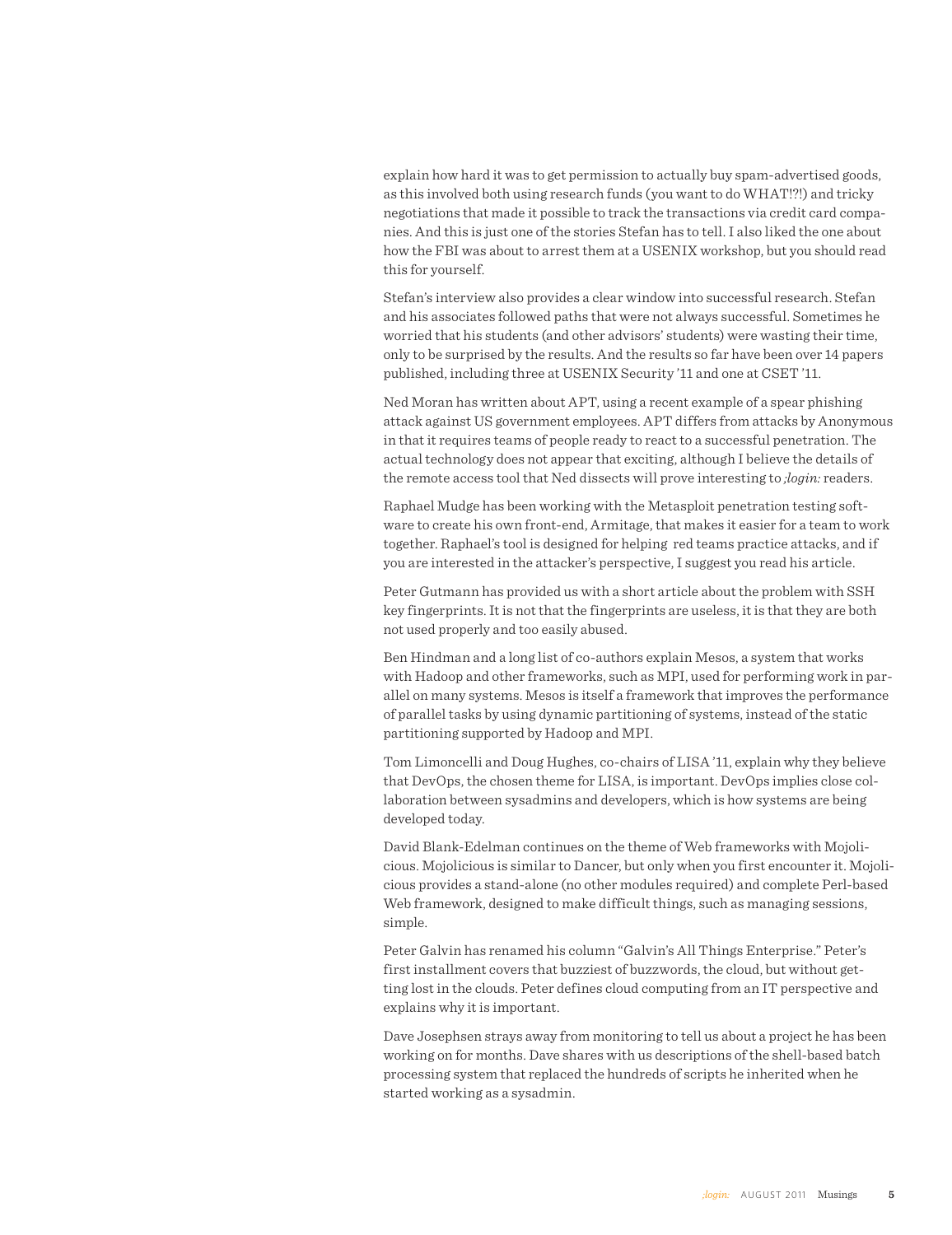explain how hard it was to get permission to actually buy spam-advertised goods, as this involved both using research funds (you want to do WHAT!?!) and tricky negotiations that made it possible to track the transactions via credit card companies. And this is just one of the stories Stefan has to tell. I also liked the one about how the FBI was about to arrest them at a USENIX workshop, but you should read this for yourself.

Stefan's interview also provides a clear window into successful research. Stefan and his associates followed paths that were not always successful. Sometimes he worried that his students (and other advisors' students) were wasting their time, only to be surprised by the results. And the results so far have been over 14 papers published, including three at USENIX Security '11 and one at CSET '11.

Ned Moran has written about APT, using a recent example of a spear phishing attack against US government employees. APT differs from attacks by Anonymous in that it requires teams of people ready to react to a successful penetration. The actual technology does not appear that exciting, although I believe the details of the remote access tool that Ned dissects will prove interesting to *;login:* readers.

Raphael Mudge has been working with the Metasploit penetration testing software to create his own front-end, Armitage, that makes it easier for a team to work together. Raphael's tool is designed for helping red teams practice attacks, and if you are interested in the attacker's perspective, I suggest you read his article.

Peter Gutmann has provided us with a short article about the problem with SSH key fingerprints. It is not that the fingerprints are useless, it is that they are both not used properly and too easily abused.

Ben Hindman and a long list of co-authors explain Mesos, a system that works with Hadoop and other frameworks, such as MPI, used for performing work in parallel on many systems. Mesos is itself a framework that improves the performance of parallel tasks by using dynamic partitioning of systems, instead of the static partitioning supported by Hadoop and MPI.

Tom Limoncelli and Doug Hughes, co-chairs of LISA '11, explain why they believe that DevOps, the chosen theme for LISA, is important. DevOps implies close collaboration between sysadmins and developers, which is how systems are being developed today.

David Blank-Edelman continues on the theme of Web frameworks with Mojolicious. Mojolicious is similar to Dancer, but only when you first encounter it. Mojolicious provides a stand-alone (no other modules required) and complete Perl-based Web framework, designed to make difficult things, such as managing sessions, simple.

Peter Galvin has renamed his column "Galvin's All Things Enterprise." Peter's first installment covers that buzziest of buzzwords, the cloud, but without getting lost in the clouds. Peter defines cloud computing from an IT perspective and explains why it is important.

Dave Josephsen strays away from monitoring to tell us about a project he has been working on for months. Dave shares with us descriptions of the shell-based batch processing system that replaced the hundreds of scripts he inherited when he started working as a sysadmin.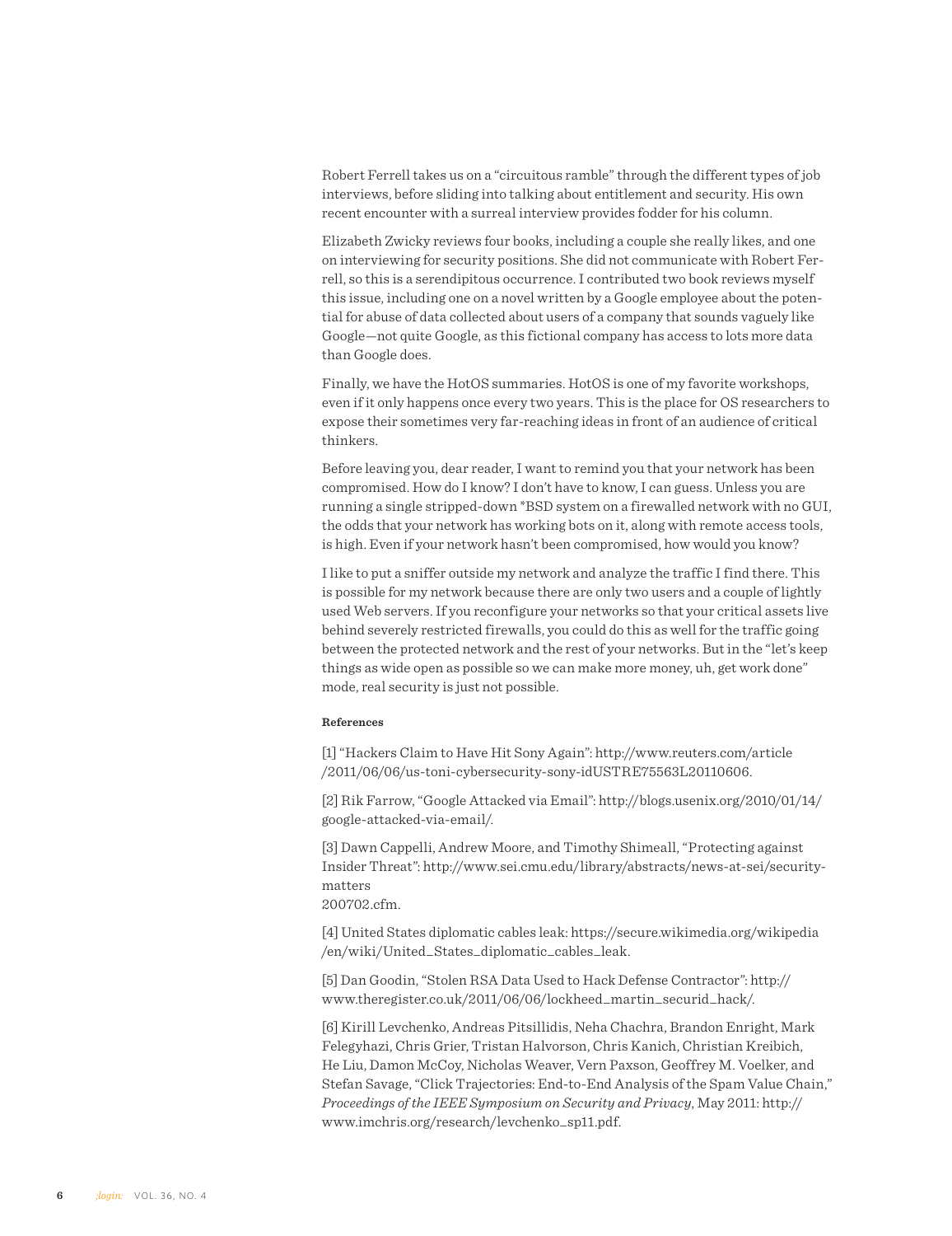Robert Ferrell takes us on a "circuitous ramble" through the different types of job interviews, before sliding into talking about entitlement and security. His own recent encounter with a surreal interview provides fodder for his column.

Elizabeth Zwicky reviews four books, including a couple she really likes, and one on interviewing for security positions. She did not communicate with Robert Ferrell, so this is a serendipitous occurrence. I contributed two book reviews myself this issue, including one on a novel written by a Google employee about the potential for abuse of data collected about users of a company that sounds vaguely like Google—not quite Google, as this fictional company has access to lots more data than Google does.

Finally, we have the HotOS summaries. HotOS is one of my favorite workshops, even if it only happens once every two years. This is the place for OS researchers to expose their sometimes very far-reaching ideas in front of an audience of critical thinkers.

Before leaving you, dear reader, I want to remind you that your network has been compromised. How do I know? I don't have to know, I can guess. Unless you are running a single stripped-down *BSD system on a firewalled network with no GUI, the odds that your network has working bots on it, along with remote access tools, is high. Even if your network hasn't been compromised, how would you know?

I like to put a sniffer outside my network and analyze the traffic I find there. This is possible for my network because there are only two users and a couple of lightly used Web servers. If you reconfigure your networks so that your critical assets live behind severely restricted firewalls, you could do this as well for the traffic going between the protected network and the rest of your networks. But in the "let's keep things as wide open as possible so we can make more money, uh, get work done" mode, real security is just not possible.

#### References

[1] "Hackers Claim to Have Hit Sony Again": http://www.reuters.com/article/2011/06/06/us-toni-cybersecurity-sony-idUSTRE75563L20110606.

[2] Rik Farrow, "Google Attacked via Email": http://blogs.usenix.org/2010/01/14/google-attacked-via-email/.

[3] Dawn Cappelli, Andrew Moore, and Timothy Shimeall, "Protecting against Insider Threat": http://www.sei.cmu.edu/library/abstracts/news-at-sei/security-matters200702.cfm.

[4] United States diplomatic cables leak: https://secure.wikimedia.org/wikipedia/en/wiki/United_States_diplomatic_cables_leak.

[5] Dan Goodin, "Stolen RSA Data Used to Hack Defense Contractor": http://www.theregister.co.uk/2011/06/06/lockheed_martin_securid_hack/.

[6] Kirill Levchenko, Andreas Pitsillidis, Neha Chachra, Brandon Enright, Mark Felegyhazi, Chris Grier, Tristan Halvorson, Chris Kanich, Christian Kreibich, He Liu, Damon McCoy, Nicholas Weaver, Vern Paxson, Geoffrey M. Voelker, and Stefan Savage, "Click Trajectories: End-to-End Analysis of the Spam Value Chain," *Proceedings of the IEEE Symposium on Security and Privacy*, May 2011: http://www.imchris.org/research/levchenko_sp11.pdf.